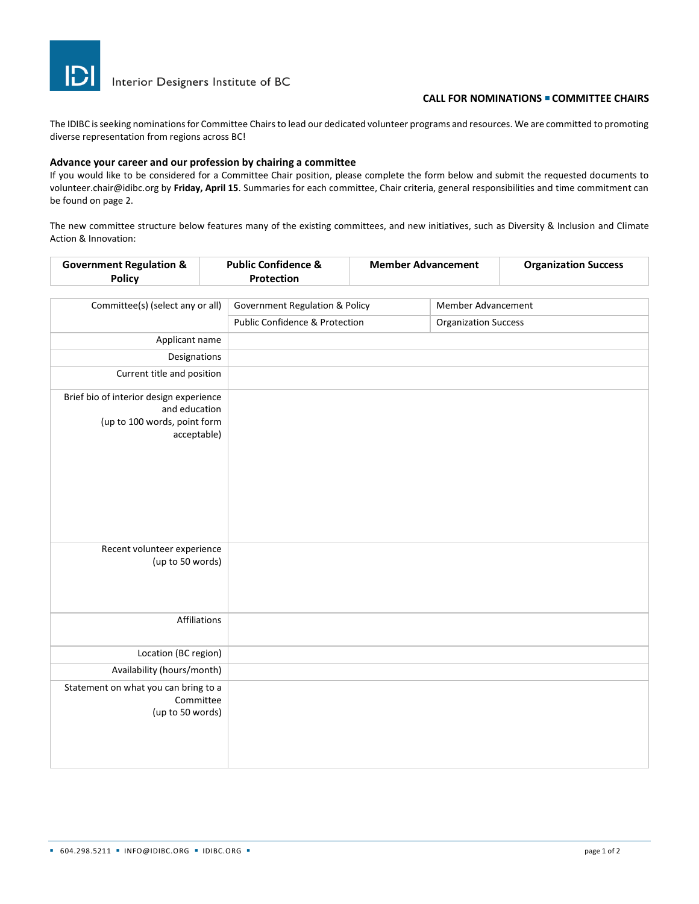Interior Designers Institute of BC

**CALL FOR NOMINATIONS ▪ COMMITTEE CHAIRS**

The IDIBC is seeking nominations for Committee Chairs to lead our dedicated volunteer programs and resources. We are committed to promoting diverse representation from regions across BC!

### Advance your career and our profession by chairing a committee

If you would like to be considered for a Committee Chair position, please complete the form below and submit the requested documents to volunteer.chair@idibc.org by **Friday, April 15**. Summaries for each committee, Chair criteria, general responsibilities and time commitment can be found on page 2.

The new committee structure below features many of the existing committees, and new initiatives, such as Diversity & Inclusion and Climate Action & Innovation:

| Government Regulation & Policy | Public Confidence & Protection | Member Advancement | Organization Success |
|---|---|---|---|

| Field | | |
|---|---|---|
| Committee(s) (select any or all) | Government Regulation & Policy | Member Advancement |
| | Public Confidence & Protection | Organization Success |
| Applicant name | | |
| Designations | | |
| Current title and position | | |
| Brief bio of interior design experience and education (up to 100 words, point form acceptable) | | |
| Recent volunteer experience (up to 50 words) | | |
| Affiliations | | |
| Location (BC region) | | |
| Availability (hours/month) | | |
| Statement on what you can bring to a Committee (up to 50 words) | | |

▪ 604.298.5211 ▪ INFO@IDIBC.ORG ▪ IDIBC.ORG ▪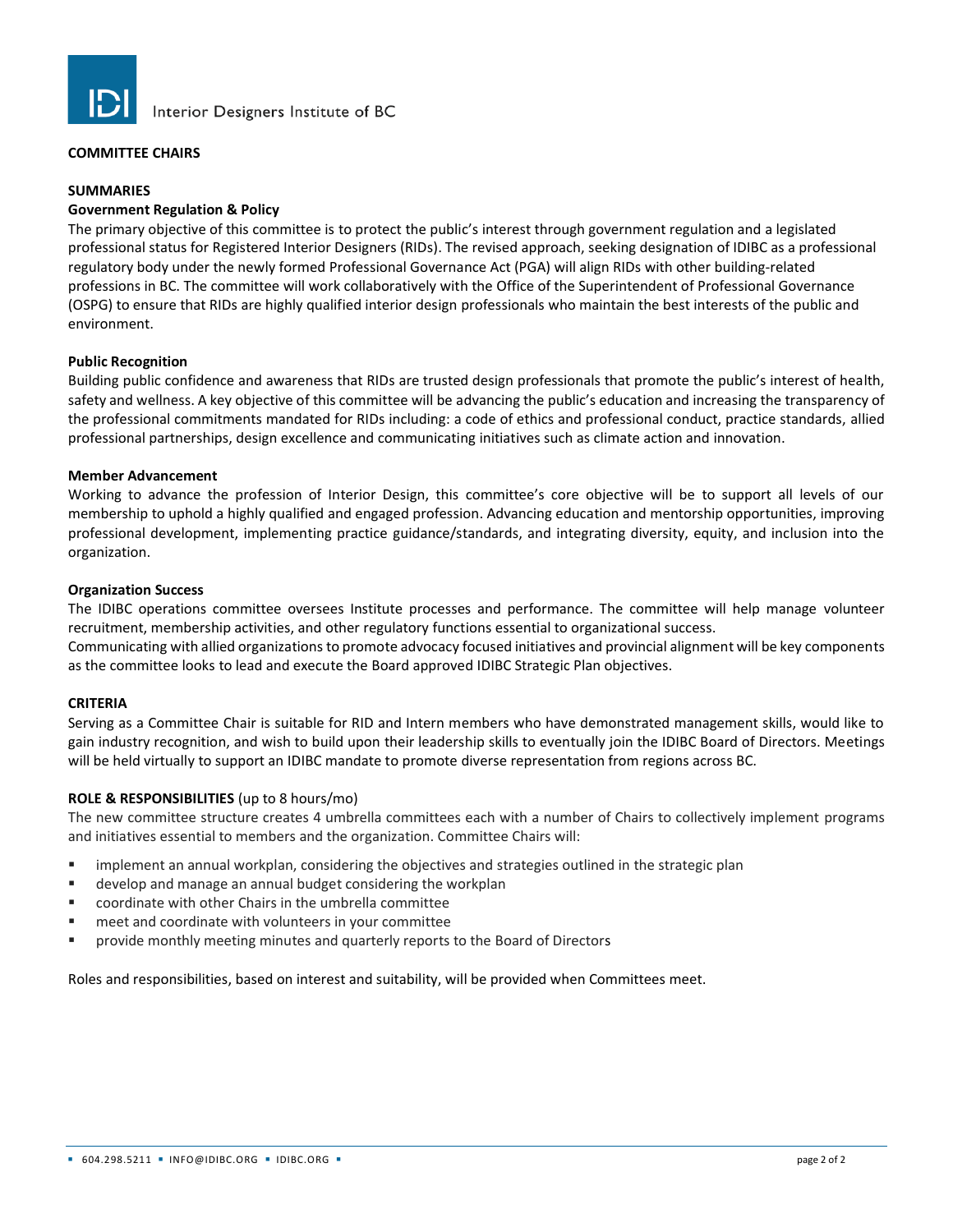Interior Designers Institute of BC

**COMMITTEE CHAIRS**

**SUMMARIES**

**Government Regulation & Policy**

The primary objective of this committee is to protect the public's interest through government regulation and a legislated professional status for Registered Interior Designers (RIDs). The revised approach, seeking designation of IDIBC as a professional regulatory body under the newly formed Professional Governance Act (PGA) will align RIDs with other building-related professions in BC. The committee will work collaboratively with the Office of the Superintendent of Professional Governance (OSPG) to ensure that RIDs are highly qualified interior design professionals who maintain the best interests of the public and environment.

**Public Recognition**

Building public confidence and awareness that RIDs are trusted design professionals that promote the public's interest of health, safety and wellness. A key objective of this committee will be advancing the public's education and increasing the transparency of the professional commitments mandated for RIDs including: a code of ethics and professional conduct, practice standards, allied professional partnerships, design excellence and communicating initiatives such as climate action and innovation.

**Member Advancement**

Working to advance the profession of Interior Design, this committee's core objective will be to support all levels of our membership to uphold a highly qualified and engaged profession. Advancing education and mentorship opportunities, improving professional development, implementing practice guidance/standards, and integrating diversity, equity, and inclusion into the organization.

**Organization Success**

The IDIBC operations committee oversees Institute processes and performance. The committee will help manage volunteer recruitment, membership activities, and other regulatory functions essential to organizational success.
Communicating with allied organizations to promote advocacy focused initiatives and provincial alignment will be key components as the committee looks to lead and execute the Board approved IDIBC Strategic Plan objectives.

**CRITERIA**

Serving as a Committee Chair is suitable for RID and Intern members who have demonstrated management skills, would like to gain industry recognition, and wish to build upon their leadership skills to eventually join the IDIBC Board of Directors. Meetings will be held virtually to support an IDIBC mandate to promote diverse representation from regions across BC.

**ROLE & RESPONSIBILITIES** (up to 8 hours/mo)

The new committee structure creates 4 umbrella committees each with a number of Chairs to collectively implement programs and initiatives essential to members and the organization. Committee Chairs will:

- implement an annual workplan, considering the objectives and strategies outlined in the strategic plan
- develop and manage an annual budget considering the workplan
- coordinate with other Chairs in the umbrella committee
- meet and coordinate with volunteers in your committee
- provide monthly meeting minutes and quarterly reports to the Board of Directors

Roles and responsibilities, based on interest and suitability, will be provided when Committees meet.

604.298.5211 ▪ INFO@IDIBC.ORG ▪ IDIBC.ORG